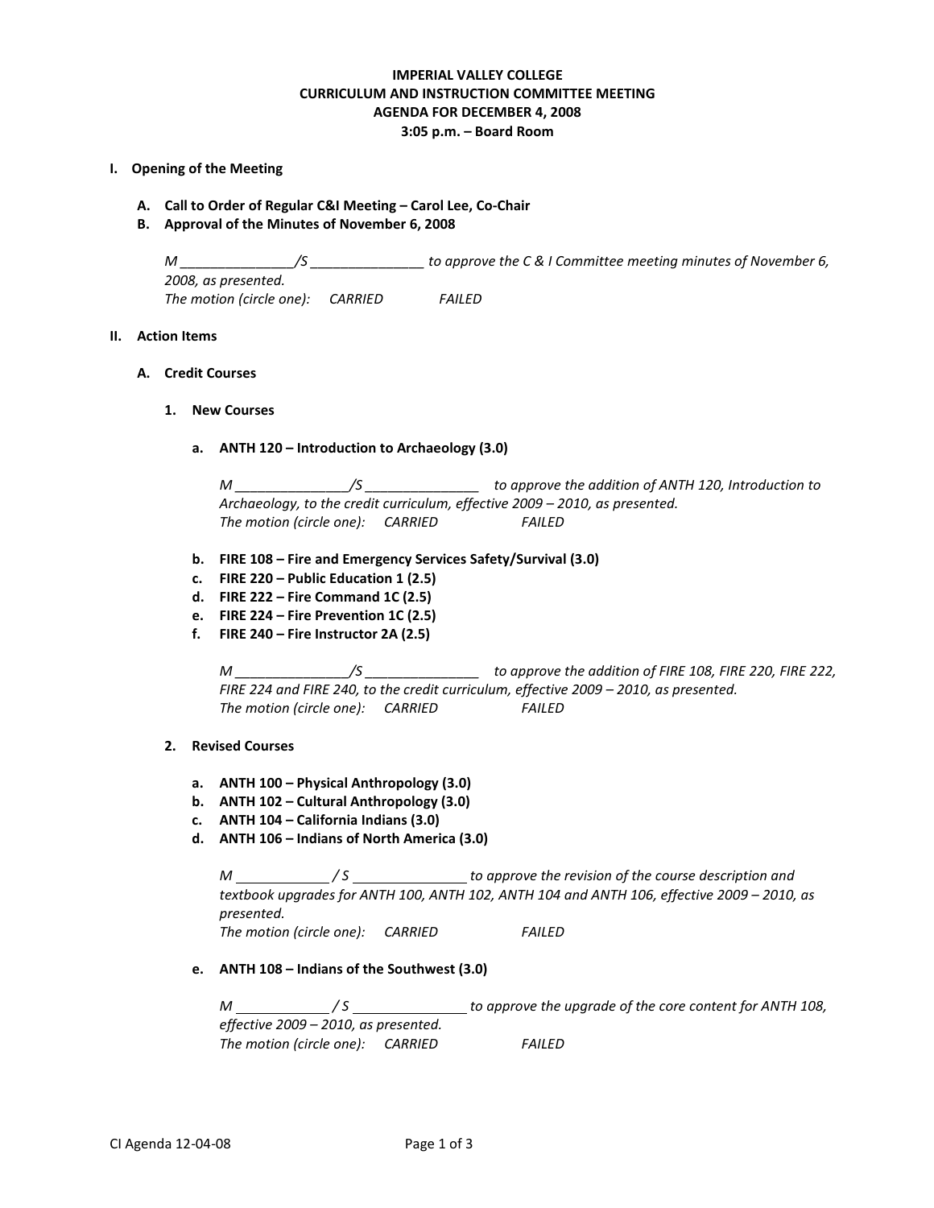**IMPERIAL VALLEY COLLEGE**
**CURRICULUM AND INSTRUCTION COMMITTEE MEETING**
**AGENDA FOR DECEMBER 4, 2008**
**3:05 p.m. – Board Room**

## I. Opening of the Meeting

**A. Call to Order of Regular C&I Meeting – Carol Lee, Co-Chair**

**B. Approval of the Minutes of November 6, 2008**

*M _______________/S _______________ to approve the C & I Committee meeting minutes of November 6, 2008, as presented.*
*The motion (circle one): CARRIED FAILED*

## II. Action Items

### A. Credit Courses

#### 1. New Courses

**a. ANTH 120 – Introduction to Archaeology (3.0)**

*M _______________/S _______________ to approve the addition of ANTH 120, Introduction to Archaeology, to the credit curriculum, effective 2009 – 2010, as presented.*
*The motion (circle one): CARRIED FAILED*

**b. FIRE 108 – Fire and Emergency Services Safety/Survival (3.0)**
**c. FIRE 220 – Public Education 1 (2.5)**
**d. FIRE 222 – Fire Command 1C (2.5)**
**e. FIRE 224 – Fire Prevention 1C (2.5)**
**f. FIRE 240 – Fire Instructor 2A (2.5)**

*M _______________/S _______________ to approve the addition of FIRE 108, FIRE 220, FIRE 222, FIRE 224 and FIRE 240, to the credit curriculum, effective 2009 – 2010, as presented.*
*The motion (circle one): CARRIED FAILED*

#### 2. Revised Courses

**a. ANTH 100 – Physical Anthropology (3.0)**
**b. ANTH 102 – Cultural Anthropology (3.0)**
**c. ANTH 104 – California Indians (3.0)**
**d. ANTH 106 – Indians of North America (3.0)**

*M ____________ / S _______________ to approve the revision of the course description and textbook upgrades for ANTH 100, ANTH 102, ANTH 104 and ANTH 106, effective 2009 – 2010, as presented.*
*The motion (circle one): CARRIED FAILED*

**e. ANTH 108 – Indians of the Southwest (3.0)**

*M ____________ / S _______________ to approve the upgrade of the core content for ANTH 108, effective 2009 – 2010, as presented.*
*The motion (circle one): CARRIED FAILED*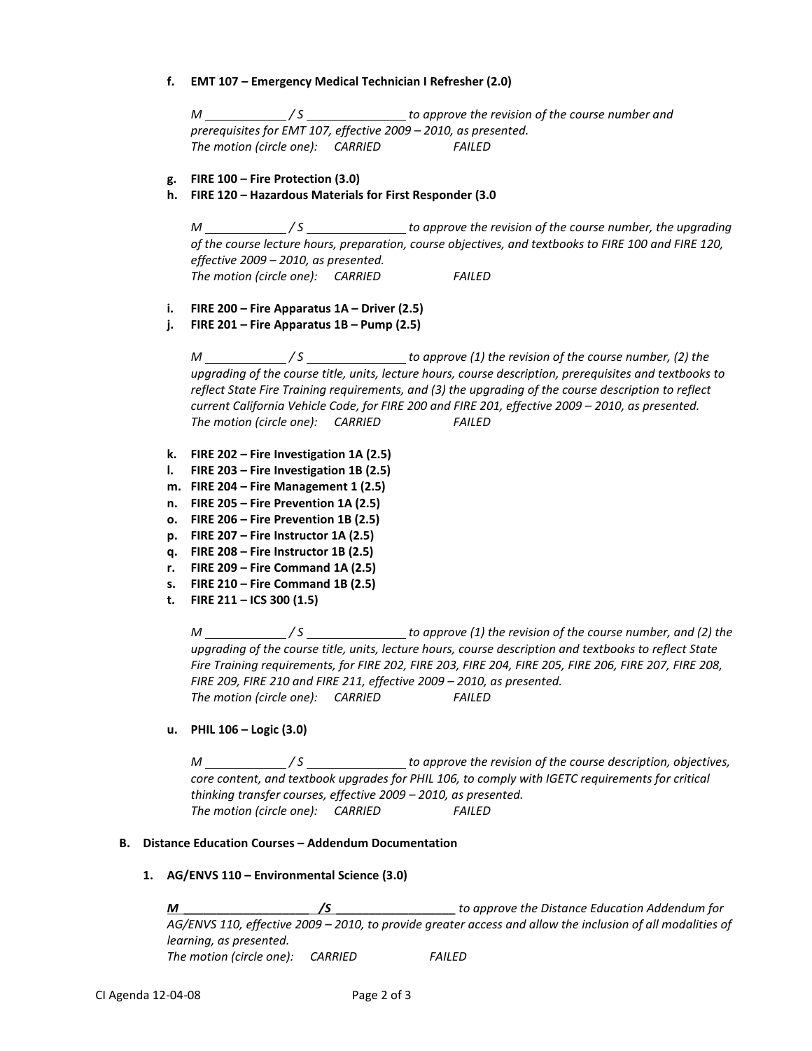f. **EMT 107 – Emergency Medical Technician I Refresher (2.0)**

   *M \_\_\_\_\_\_\_\_\_\_\_\_ / S \_\_\_\_\_\_\_\_\_\_\_\_\_\_ to approve the revision of the course number and prerequisites for EMT 107, effective 2009 – 2010, as presented.*
   *The motion (circle one): CARRIED FAILED*

g. **FIRE 100 – Fire Protection (3.0)**
h. **FIRE 120 – Hazardous Materials for First Responder (3.0**

   *M \_\_\_\_\_\_\_\_\_\_\_\_ / S \_\_\_\_\_\_\_\_\_\_\_\_\_\_ to approve the revision of the course number, the upgrading of the course lecture hours, preparation, course objectives, and textbooks to FIRE 100 and FIRE 120, effective 2009 – 2010, as presented.*
   *The motion (circle one): CARRIED FAILED*

i. **FIRE 200 – Fire Apparatus 1A – Driver (2.5)**
j. **FIRE 201 – Fire Apparatus 1B – Pump (2.5)**

   *M \_\_\_\_\_\_\_\_\_\_\_\_ / S \_\_\_\_\_\_\_\_\_\_\_\_\_\_ to approve (1) the revision of the course number, (2) the upgrading of the course title, units, lecture hours, course description, prerequisites and textbooks to reflect State Fire Training requirements, and (3) the upgrading of the course description to reflect current California Vehicle Code, for FIRE 200 and FIRE 201, effective 2009 – 2010, as presented.*
   *The motion (circle one): CARRIED FAILED*

k. **FIRE 202 – Fire Investigation 1A (2.5)**
l. **FIRE 203 – Fire Investigation 1B (2.5)**
m. **FIRE 204 – Fire Management 1 (2.5)**
n. **FIRE 205 – Fire Prevention 1A (2.5)**
o. **FIRE 206 – Fire Prevention 1B (2.5)**
p. **FIRE 207 – Fire Instructor 1A (2.5)**
q. **FIRE 208 – Fire Instructor 1B (2.5)**
r. **FIRE 209 – Fire Command 1A (2.5)**
s. **FIRE 210 – Fire Command 1B (2.5)**
t. **FIRE 211 – ICS 300 (1.5)**

   *M \_\_\_\_\_\_\_\_\_\_\_\_ / S \_\_\_\_\_\_\_\_\_\_\_\_\_\_ to approve (1) the revision of the course number, and (2) the upgrading of the course title, units, lecture hours, course description and textbooks to reflect State Fire Training requirements, for FIRE 202, FIRE 203, FIRE 204, FIRE 205, FIRE 206, FIRE 207, FIRE 208, FIRE 209, FIRE 210 and FIRE 211, effective 2009 – 2010, as presented.*
   *The motion (circle one): CARRIED FAILED*

u. **PHIL 106 – Logic (3.0)**

   *M \_\_\_\_\_\_\_\_\_\_\_\_ / S \_\_\_\_\_\_\_\_\_\_\_\_\_\_ to approve the revision of the course description, objectives, core content, and textbook upgrades for PHIL 106, to comply with IGETC requirements for critical thinking transfer courses, effective 2009 – 2010, as presented.*
   *The motion (circle one): CARRIED FAILED*

**B. Distance Education Courses – Addendum Documentation**

1. **AG/ENVS 110 – Environmental Science (3.0)**

   ***M \_\_\_\_\_\_\_\_\_\_\_\_\_\_\_\_\_\_\_\_ /S \_\_\_\_\_\_\_\_\_\_\_\_\_\_\_\_\_\_*** *to approve the Distance Education Addendum for AG/ENVS 110, effective 2009 – 2010, to provide greater access and allow the inclusion of all modalities of learning, as presented.*
   *The motion (circle one): CARRIED FAILED*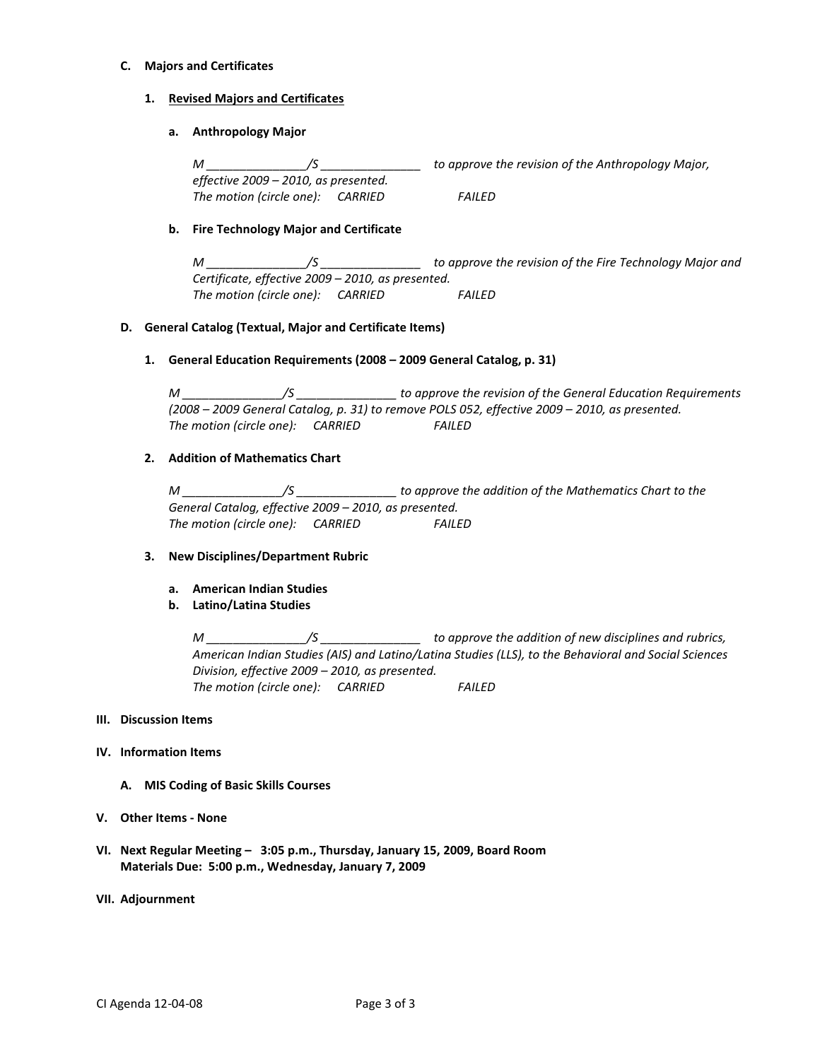### C. Majors and Certificates

#### 1. Revised Majors and Certificates

**a. Anthropology Major**

*M _______________/S _______________ to approve the revision of the Anthropology Major, effective 2009 – 2010, as presented.*
*The motion (circle one): CARRIED FAILED*

**b. Fire Technology Major and Certificate**

*M _______________/S _______________ to approve the revision of the Fire Technology Major and Certificate, effective 2009 – 2010, as presented.*
*The motion (circle one): CARRIED FAILED*

### D. General Catalog (Textual, Major and Certificate Items)

#### 1. General Education Requirements (2008 – 2009 General Catalog, p. 31)

*M _______________/S _______________ to approve the revision of the General Education Requirements (2008 – 2009 General Catalog, p. 31) to remove POLS 052, effective 2009 – 2010, as presented.*
*The motion (circle one): CARRIED FAILED*

#### 2. Addition of Mathematics Chart

*M _______________/S _______________ to approve the addition of the Mathematics Chart to the General Catalog, effective 2009 – 2010, as presented.*
*The motion (circle one): CARRIED FAILED*

#### 3. New Disciplines/Department Rubric

**a. American Indian Studies**
**b. Latino/Latina Studies**

*M _______________/S _______________ to approve the addition of new disciplines and rubrics, American Indian Studies (AIS) and Latino/Latina Studies (LLS), to the Behavioral and Social Sciences Division, effective 2009 – 2010, as presented.*
*The motion (circle one): CARRIED FAILED*

## III. Discussion Items

## IV. Information Items

### A. MIS Coding of Basic Skills Courses

## V. Other Items - None

## VI. Next Regular Meeting – 3:05 p.m., Thursday, January 15, 2009, Board Room
**Materials Due: 5:00 p.m., Wednesday, January 7, 2009**

## VII. Adjournment